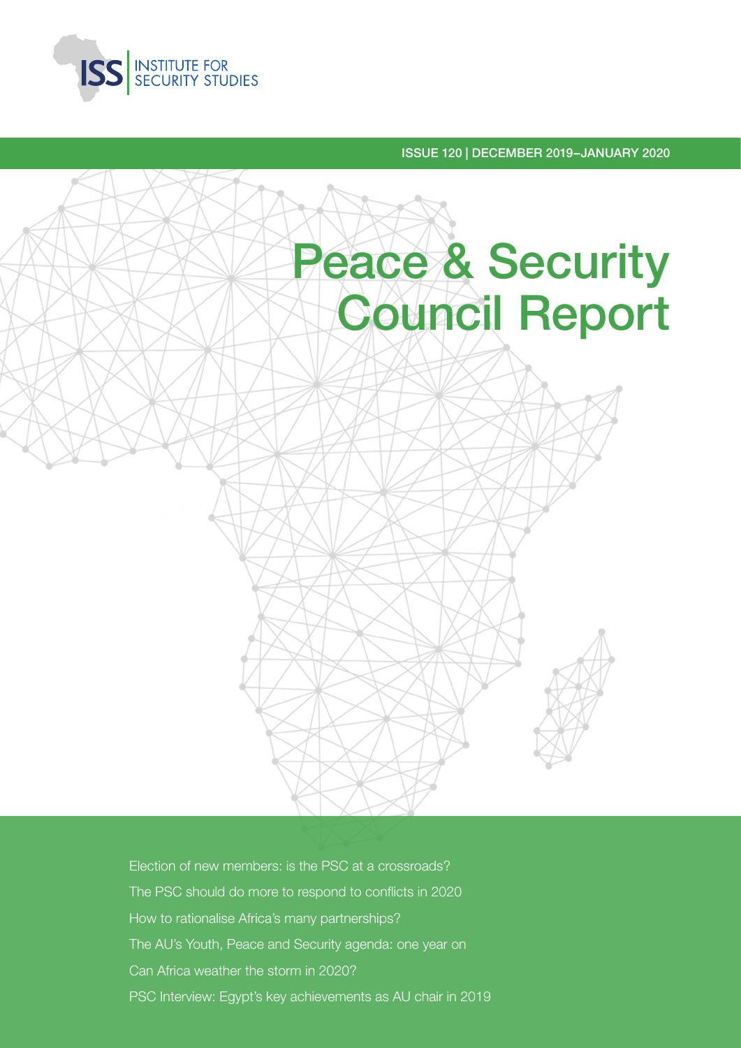INSTITUTE FOR SECURITY STUDIES

ISSUE 120 | DECEMBER 2019–JANUARY 2020

# Peace & Security Council Report

Election of new members: is the PSC at a crossroads?

The PSC should do more to respond to conflicts in 2020

How to rationalise Africa's many partnerships?

The AU's Youth, Peace and Security agenda: one year on

Can Africa weather the storm in 2020?

PSC Interview: Egypt's key achievements as AU chair in 2019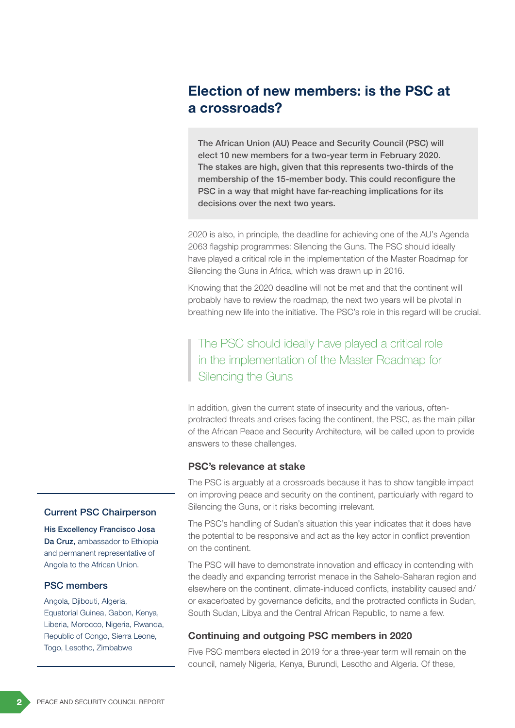## Election of new members: is the PSC at a crossroads?

**The African Union (AU) Peace and Security Council (PSC) will elect 10 new members for a two-year term in February 2020. The stakes are high, given that this represents two-thirds of the membership of the 15-member body. This could reconfigure the PSC in a way that might have far-reaching implications for its decisions over the next two years.**

2020 is also, in principle, the deadline for achieving one of the AU's Agenda 2063 flagship programmes: Silencing the Guns. The PSC should ideally have played a critical role in the implementation of the Master Roadmap for Silencing the Guns in Africa, which was drawn up in 2016.

Knowing that the 2020 deadline will not be met and that the continent will probably have to review the roadmap, the next two years will be pivotal in breathing new life into the initiative. The PSC's role in this regard will be crucial.

> The PSC should ideally have played a critical role in the implementation of the Master Roadmap for Silencing the Guns

In addition, given the current state of insecurity and the various, often-protracted threats and crises facing the continent, the PSC, as the main pillar of the African Peace and Security Architecture, will be called upon to provide answers to these challenges.

### PSC's relevance at stake

The PSC is arguably at a crossroads because it has to show tangible impact on improving peace and security on the continent, particularly with regard to Silencing the Guns, or it risks becoming irrelevant.

The PSC's handling of Sudan's situation this year indicates that it does have the potential to be responsive and act as the key actor in conflict prevention on the continent.

The PSC will have to demonstrate innovation and efficacy in contending with the deadly and expanding terrorist menace in the Sahelo-Saharan region and elsewhere on the continent, climate-induced conflicts, instability caused and/or exacerbated by governance deficits, and the protracted conflicts in Sudan, South Sudan, Libya and the Central African Republic, to name a few.

### Continuing and outgoing PSC members in 2020

Five PSC members elected in 2019 for a three-year term will remain on the council, namely Nigeria, Kenya, Burundi, Lesotho and Algeria. Of these,

---

### Current PSC Chairperson

**His Excellency Francisco Josa Da Cruz,** ambassador to Ethiopia and permanent representative of Angola to the African Union.

### PSC members

Angola, Djibouti, Algeria, Equatorial Guinea, Gabon, Kenya, Liberia, Morocco, Nigeria, Rwanda, Republic of Congo, Sierra Leone, Togo, Lesotho, Zimbabwe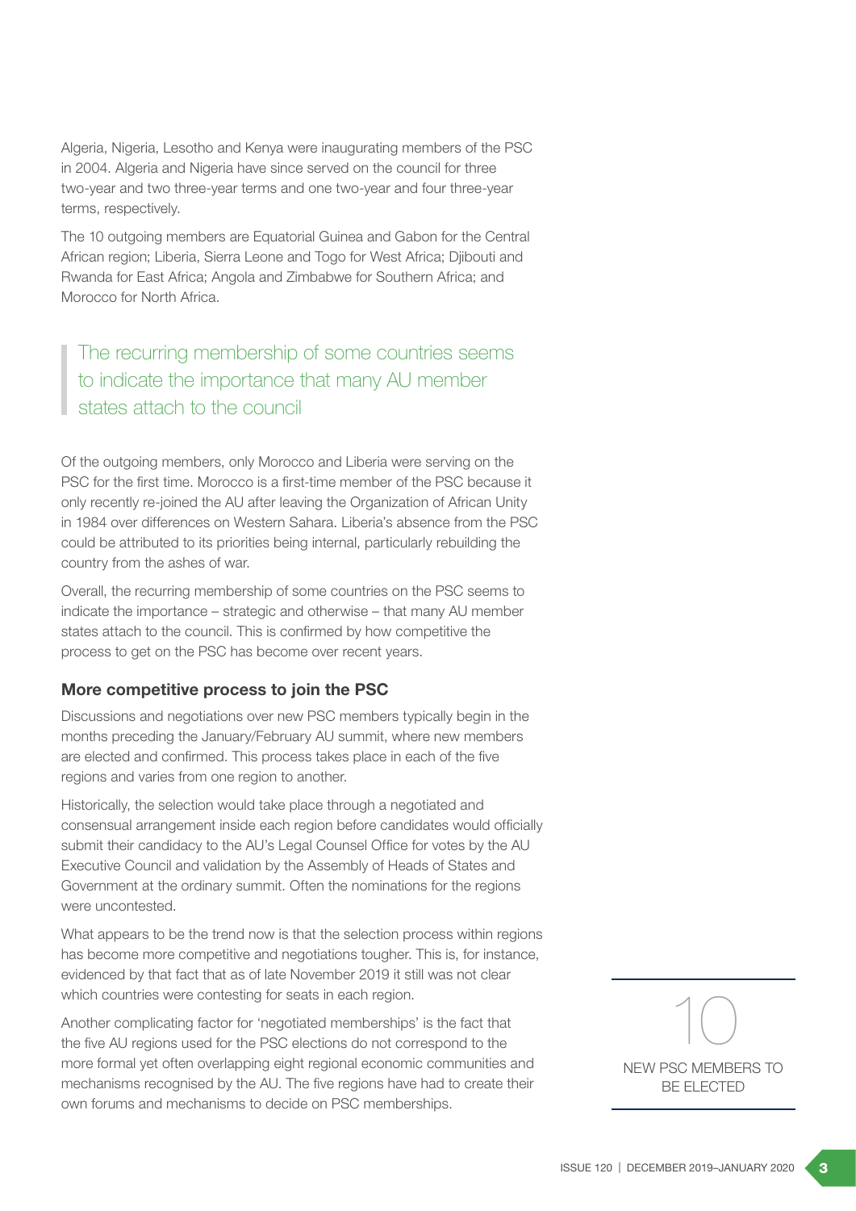Algeria, Nigeria, Lesotho and Kenya were inaugurating members of the PSC in 2004. Algeria and Nigeria have since served on the council for three two-year and two three-year terms and one two-year and four three-year terms, respectively.

The 10 outgoing members are Equatorial Guinea and Gabon for the Central African region; Liberia, Sierra Leone and Togo for West Africa; Djibouti and Rwanda for East Africa; Angola and Zimbabwe for Southern Africa; and Morocco for North Africa.

> The recurring membership of some countries seems to indicate the importance that many AU member states attach to the council

Of the outgoing members, only Morocco and Liberia were serving on the PSC for the first time. Morocco is a first-time member of the PSC because it only recently re-joined the AU after leaving the Organization of African Unity in 1984 over differences on Western Sahara. Liberia's absence from the PSC could be attributed to its priorities being internal, particularly rebuilding the country from the ashes of war.

Overall, the recurring membership of some countries on the PSC seems to indicate the importance – strategic and otherwise – that many AU member states attach to the council. This is confirmed by how competitive the process to get on the PSC has become over recent years.

**More competitive process to join the PSC**

Discussions and negotiations over new PSC members typically begin in the months preceding the January/February AU summit, where new members are elected and confirmed. This process takes place in each of the five regions and varies from one region to another.

Historically, the selection would take place through a negotiated and consensual arrangement inside each region before candidates would officially submit their candidacy to the AU's Legal Counsel Office for votes by the AU Executive Council and validation by the Assembly of Heads of States and Government at the ordinary summit. Often the nominations for the regions were uncontested.

What appears to be the trend now is that the selection process within regions has become more competitive and negotiations tougher. This is, for instance, evidenced by that fact that as of late November 2019 it still was not clear which countries were contesting for seats in each region.

Another complicating factor for 'negotiated memberships' is the fact that the five AU regions used for the PSC elections do not correspond to the more formal yet often overlapping eight regional economic communities and mechanisms recognised by the AU. The five regions have had to create their own forums and mechanisms to decide on PSC memberships.

10

NEW PSC MEMBERS TO BE ELECTED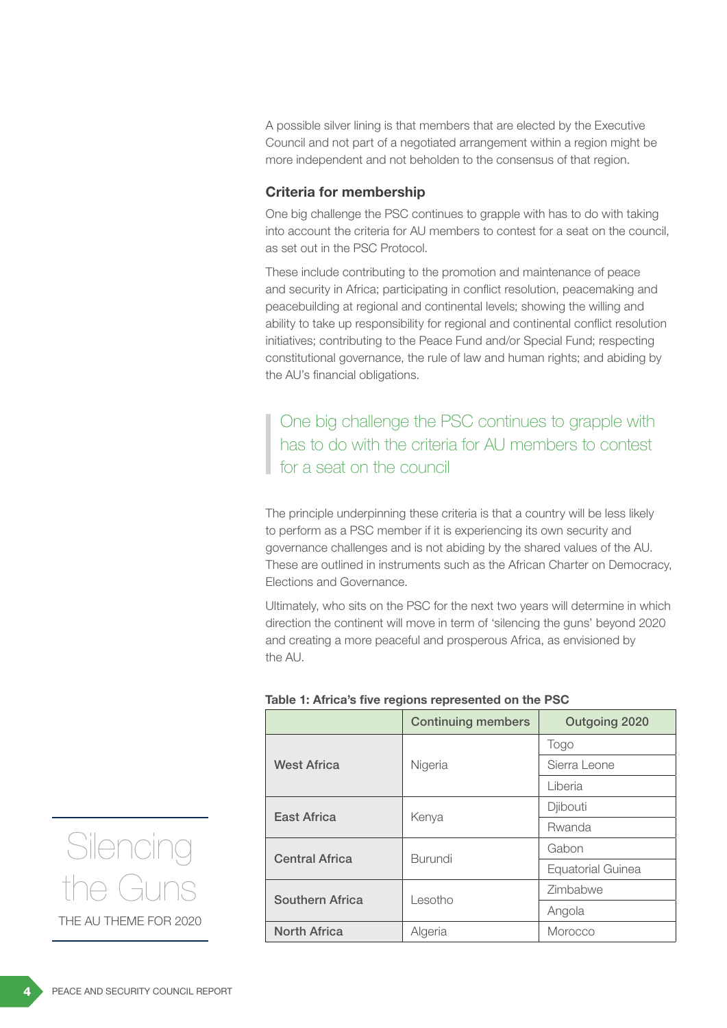A possible silver lining is that members that are elected by the Executive Council and not part of a negotiated arrangement within a region might be more independent and not beholden to the consensus of that region.

### Criteria for membership

One big challenge the PSC continues to grapple with has to do with taking into account the criteria for AU members to contest for a seat on the council, as set out in the PSC Protocol.

These include contributing to the promotion and maintenance of peace and security in Africa; participating in conflict resolution, peacemaking and peacebuilding at regional and continental levels; showing the willing and ability to take up responsibility for regional and continental conflict resolution initiatives; contributing to the Peace Fund and/or Special Fund; respecting constitutional governance, the rule of law and human rights; and abiding by the AU's financial obligations.

> One big challenge the PSC continues to grapple with has to do with the criteria for AU members to contest for a seat on the council

The principle underpinning these criteria is that a country will be less likely to perform as a PSC member if it is experiencing its own security and governance challenges and is not abiding by the shared values of the AU. These are outlined in instruments such as the African Charter on Democracy, Elections and Governance.

Ultimately, who sits on the PSC for the next two years will determine in which direction the continent will move in term of 'silencing the guns' beyond 2020 and creating a more peaceful and prosperous Africa, as envisioned by the AU.

**Table 1: Africa's five regions represented on the PSC**

| | Continuing members | Outgoing 2020 |
|---|---|---|
| **West Africa** | Nigeria | Togo |
| | | Sierra Leone |
| | | Liberia |
| **East Africa** | Kenya | Djibouti |
| | | Rwanda |
| **Central Africa** | Burundi | Gabon |
| | | Equatorial Guinea |
| **Southern Africa** | Lesotho | Zimbabwe |
| | | Angola |
| **North Africa** | Algeria | Morocco |

Silencing the Guns

THE AU THEME FOR 2020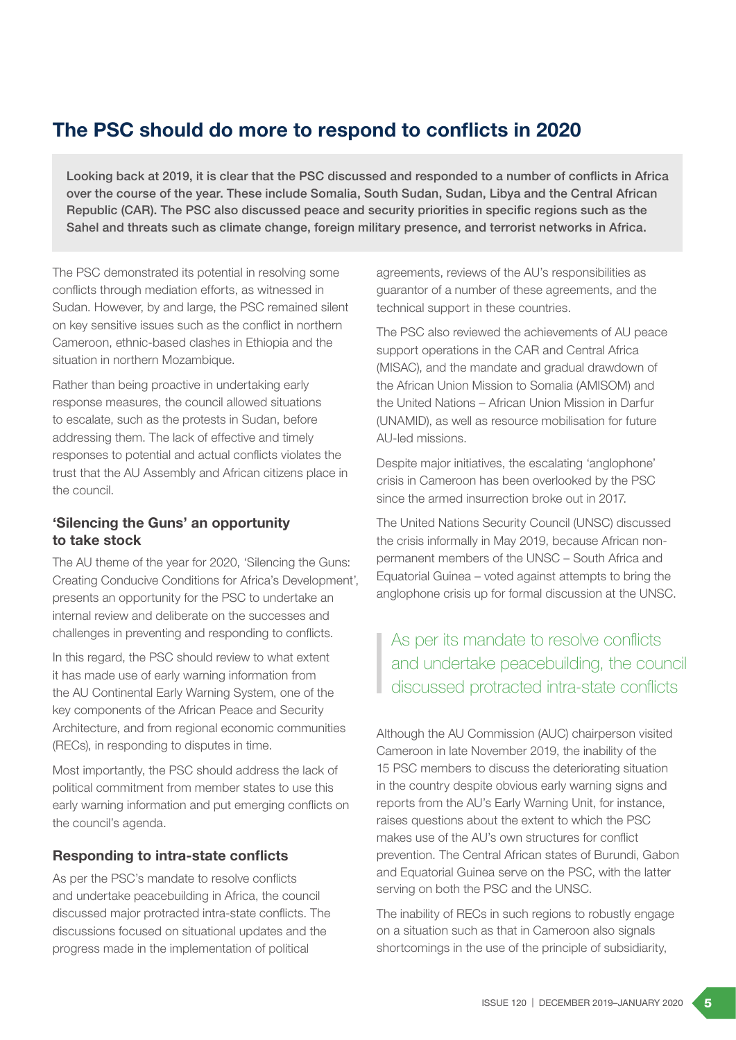## The PSC should do more to respond to conflicts in 2020

**Looking back at 2019, it is clear that the PSC discussed and responded to a number of conflicts in Africa over the course of the year. These include Somalia, South Sudan, Sudan, Libya and the Central African Republic (CAR). The PSC also discussed peace and security priorities in specific regions such as the Sahel and threats such as climate change, foreign military presence, and terrorist networks in Africa.**

The PSC demonstrated its potential in resolving some conflicts through mediation efforts, as witnessed in Sudan. However, by and large, the PSC remained silent on key sensitive issues such as the conflict in northern Cameroon, ethnic-based clashes in Ethiopia and the situation in northern Mozambique.

Rather than being proactive in undertaking early response measures, the council allowed situations to escalate, such as the protests in Sudan, before addressing them. The lack of effective and timely responses to potential and actual conflicts violates the trust that the AU Assembly and African citizens place in the council.

### 'Silencing the Guns' an opportunity to take stock

The AU theme of the year for 2020, 'Silencing the Guns: Creating Conducive Conditions for Africa's Development', presents an opportunity for the PSC to undertake an internal review and deliberate on the successes and challenges in preventing and responding to conflicts.

In this regard, the PSC should review to what extent it has made use of early warning information from the AU Continental Early Warning System, one of the key components of the African Peace and Security Architecture, and from regional economic communities (RECs), in responding to disputes in time.

Most importantly, the PSC should address the lack of political commitment from member states to use this early warning information and put emerging conflicts on the council's agenda.

### Responding to intra-state conflicts

As per the PSC's mandate to resolve conflicts and undertake peacebuilding in Africa, the council discussed major protracted intra-state conflicts. The discussions focused on situational updates and the progress made in the implementation of political agreements, reviews of the AU's responsibilities as guarantor of a number of these agreements, and the technical support in these countries.

The PSC also reviewed the achievements of AU peace support operations in the CAR and Central Africa (MISAC), and the mandate and gradual drawdown of the African Union Mission to Somalia (AMISOM) and the United Nations – African Union Mission in Darfur (UNAMID), as well as resource mobilisation for future AU-led missions.

Despite major initiatives, the escalating 'anglophone' crisis in Cameroon has been overlooked by the PSC since the armed insurrection broke out in 2017.

The United Nations Security Council (UNSC) discussed the crisis informally in May 2019, because African non-permanent members of the UNSC – South Africa and Equatorial Guinea – voted against attempts to bring the anglophone crisis up for formal discussion at the UNSC.

> As per its mandate to resolve conflicts and undertake peacebuilding, the council discussed protracted intra-state conflicts

Although the AU Commission (AUC) chairperson visited Cameroon in late November 2019, the inability of the 15 PSC members to discuss the deteriorating situation in the country despite obvious early warning signs and reports from the AU's Early Warning Unit, for instance, raises questions about the extent to which the PSC makes use of the AU's own structures for conflict prevention. The Central African states of Burundi, Gabon and Equatorial Guinea serve on the PSC, with the latter serving on both the PSC and the UNSC.

The inability of RECs in such regions to robustly engage on a situation such as that in Cameroon also signals shortcomings in the use of the principle of subsidiarity,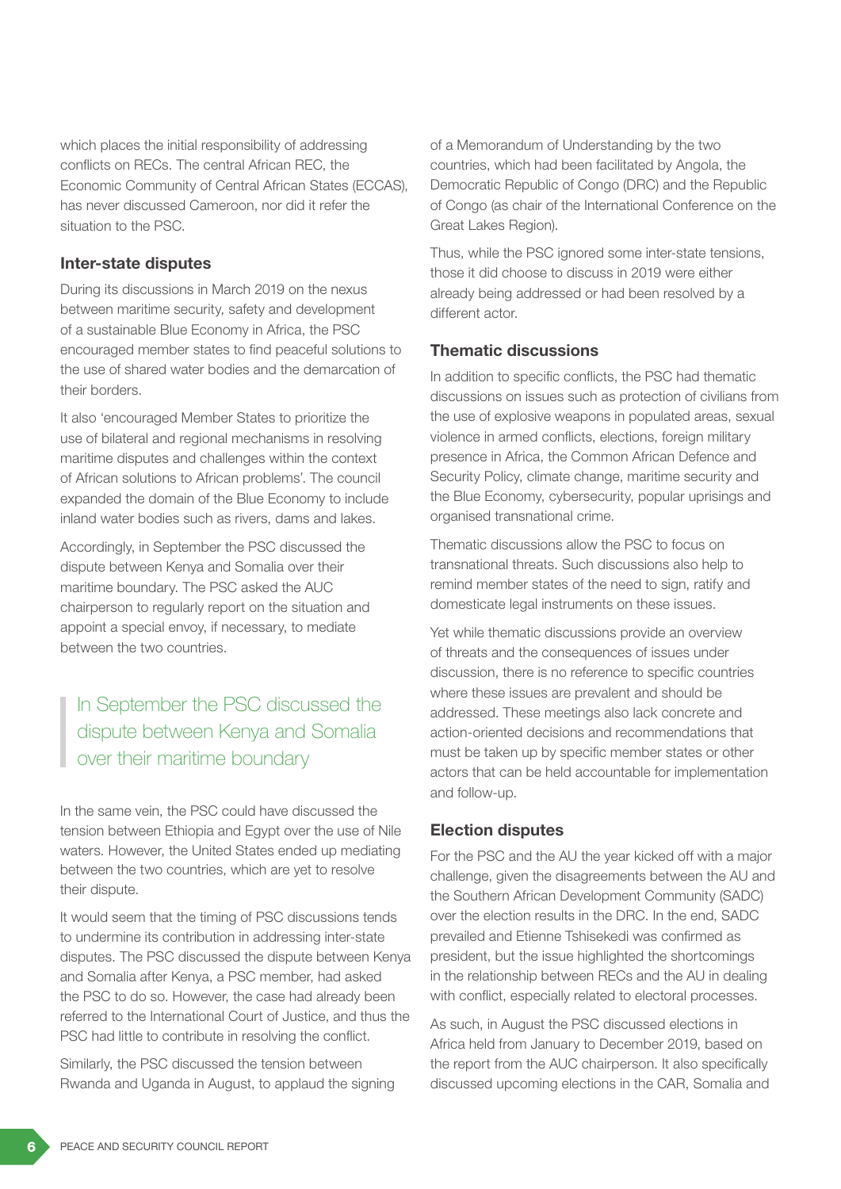which places the initial responsibility of addressing conflicts on RECs. The central African REC, the Economic Community of Central African States (ECCAS), has never discussed Cameroon, nor did it refer the situation to the PSC.

### Inter-state disputes

During its discussions in March 2019 on the nexus between maritime security, safety and development of a sustainable Blue Economy in Africa, the PSC encouraged member states to find peaceful solutions to the use of shared water bodies and the demarcation of their borders.

It also 'encouraged Member States to prioritize the use of bilateral and regional mechanisms in resolving maritime disputes and challenges within the context of African solutions to African problems'. The council expanded the domain of the Blue Economy to include inland water bodies such as rivers, dams and lakes.

Accordingly, in September the PSC discussed the dispute between Kenya and Somalia over their maritime boundary. The PSC asked the AUC chairperson to regularly report on the situation and appoint a special envoy, if necessary, to mediate between the two countries.

> In September the PSC discussed the dispute between Kenya and Somalia over their maritime boundary

In the same vein, the PSC could have discussed the tension between Ethiopia and Egypt over the use of Nile waters. However, the United States ended up mediating between the two countries, which are yet to resolve their dispute.

It would seem that the timing of PSC discussions tends to undermine its contribution in addressing inter-state disputes. The PSC discussed the dispute between Kenya and Somalia after Kenya, a PSC member, had asked the PSC to do so. However, the case had already been referred to the International Court of Justice, and thus the PSC had little to contribute in resolving the conflict.

Similarly, the PSC discussed the tension between Rwanda and Uganda in August, to applaud the signing of a Memorandum of Understanding by the two countries, which had been facilitated by Angola, the Democratic Republic of Congo (DRC) and the Republic of Congo (as chair of the International Conference on the Great Lakes Region).

Thus, while the PSC ignored some inter-state tensions, those it did choose to discuss in 2019 were either already being addressed or had been resolved by a different actor.

### Thematic discussions

In addition to specific conflicts, the PSC had thematic discussions on issues such as protection of civilians from the use of explosive weapons in populated areas, sexual violence in armed conflicts, elections, foreign military presence in Africa, the Common African Defence and Security Policy, climate change, maritime security and the Blue Economy, cybersecurity, popular uprisings and organised transnational crime.

Thematic discussions allow the PSC to focus on transnational threats. Such discussions also help to remind member states of the need to sign, ratify and domesticate legal instruments on these issues.

Yet while thematic discussions provide an overview of threats and the consequences of issues under discussion, there is no reference to specific countries where these issues are prevalent and should be addressed. These meetings also lack concrete and action-oriented decisions and recommendations that must be taken up by specific member states or other actors that can be held accountable for implementation and follow-up.

### Election disputes

For the PSC and the AU the year kicked off with a major challenge, given the disagreements between the AU and the Southern African Development Community (SADC) over the election results in the DRC. In the end, SADC prevailed and Etienne Tshisekedi was confirmed as president, but the issue highlighted the shortcomings in the relationship between RECs and the AU in dealing with conflict, especially related to electoral processes.

As such, in August the PSC discussed elections in Africa held from January to December 2019, based on the report from the AUC chairperson. It also specifically discussed upcoming elections in the CAR, Somalia and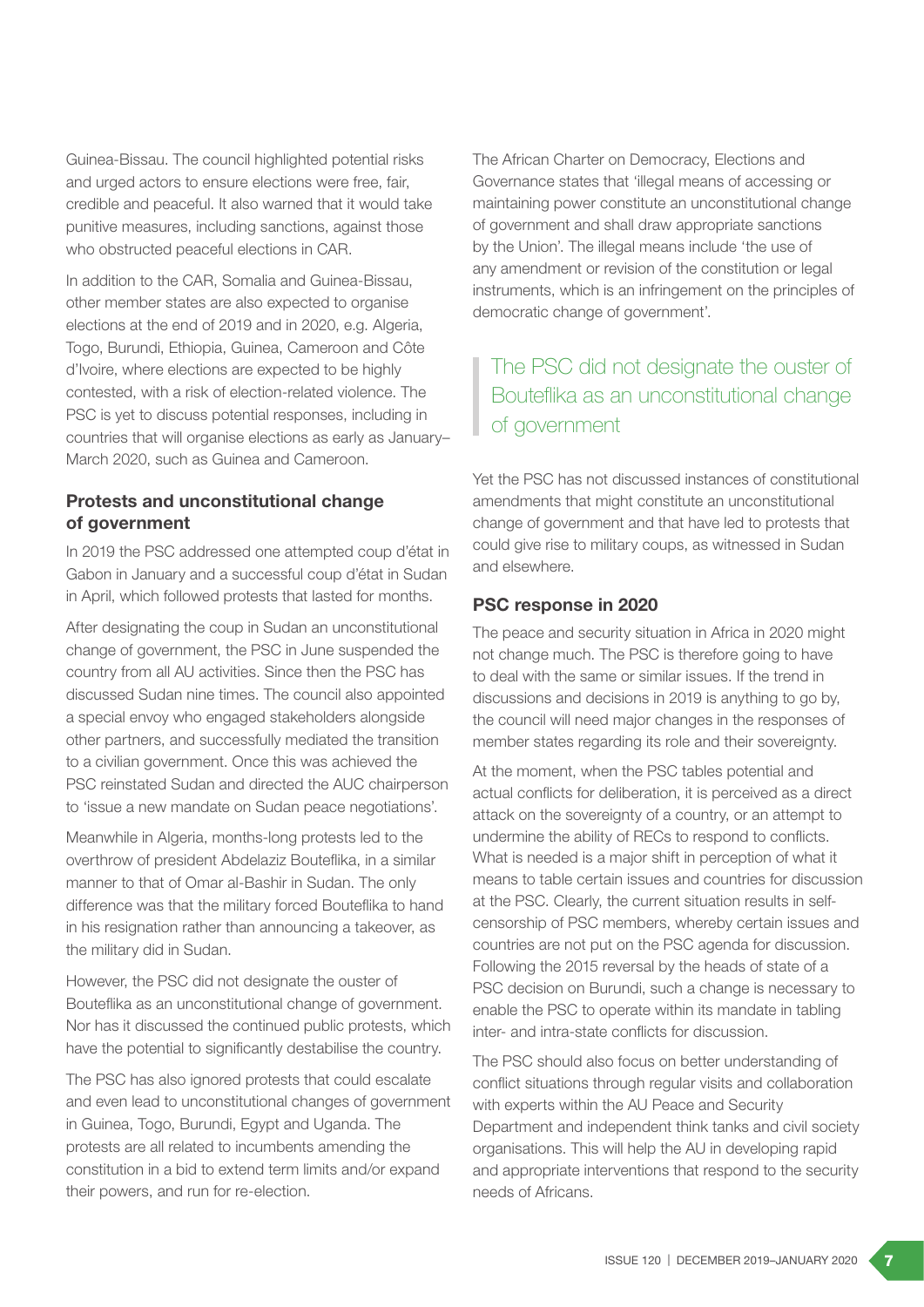Guinea-Bissau. The council highlighted potential risks and urged actors to ensure elections were free, fair, credible and peaceful. It also warned that it would take punitive measures, including sanctions, against those who obstructed peaceful elections in CAR.

In addition to the CAR, Somalia and Guinea-Bissau, other member states are also expected to organise elections at the end of 2019 and in 2020, e.g. Algeria, Togo, Burundi, Ethiopia, Guinea, Cameroon and Côte d'Ivoire, where elections are expected to be highly contested, with a risk of election-related violence. The PSC is yet to discuss potential responses, including in countries that will organise elections as early as January–March 2020, such as Guinea and Cameroon.

### Protests and unconstitutional change of government

In 2019 the PSC addressed one attempted coup d'état in Gabon in January and a successful coup d'état in Sudan in April, which followed protests that lasted for months.

After designating the coup in Sudan an unconstitutional change of government, the PSC in June suspended the country from all AU activities. Since then the PSC has discussed Sudan nine times. The council also appointed a special envoy who engaged stakeholders alongside other partners, and successfully mediated the transition to a civilian government. Once this was achieved the PSC reinstated Sudan and directed the AUC chairperson to 'issue a new mandate on Sudan peace negotiations'.

Meanwhile in Algeria, months-long protests led to the overthrow of president Abdelaziz Bouteflika, in a similar manner to that of Omar al-Bashir in Sudan. The only difference was that the military forced Bouteflika to hand in his resignation rather than announcing a takeover, as the military did in Sudan.

However, the PSC did not designate the ouster of Bouteflika as an unconstitutional change of government. Nor has it discussed the continued public protests, which have the potential to significantly destabilise the country.

The PSC has also ignored protests that could escalate and even lead to unconstitutional changes of government in Guinea, Togo, Burundi, Egypt and Uganda. The protests are all related to incumbents amending the constitution in a bid to extend term limits and/or expand their powers, and run for re-election.

The African Charter on Democracy, Elections and Governance states that 'illegal means of accessing or maintaining power constitute an unconstitutional change of government and shall draw appropriate sanctions by the Union'. The illegal means include 'the use of any amendment or revision of the constitution or legal instruments, which is an infringement on the principles of democratic change of government'.

> The PSC did not designate the ouster of Bouteflika as an unconstitutional change of government

Yet the PSC has not discussed instances of constitutional amendments that might constitute an unconstitutional change of government and that have led to protests that could give rise to military coups, as witnessed in Sudan and elsewhere.

### PSC response in 2020

The peace and security situation in Africa in 2020 might not change much. The PSC is therefore going to have to deal with the same or similar issues. If the trend in discussions and decisions in 2019 is anything to go by, the council will need major changes in the responses of member states regarding its role and their sovereignty.

At the moment, when the PSC tables potential and actual conflicts for deliberation, it is perceived as a direct attack on the sovereignty of a country, or an attempt to undermine the ability of RECs to respond to conflicts. What is needed is a major shift in perception of what it means to table certain issues and countries for discussion at the PSC. Clearly, the current situation results in self-censorship of PSC members, whereby certain issues and countries are not put on the PSC agenda for discussion. Following the 2015 reversal by the heads of state of a PSC decision on Burundi, such a change is necessary to enable the PSC to operate within its mandate in tabling inter- and intra-state conflicts for discussion.

The PSC should also focus on better understanding of conflict situations through regular visits and collaboration with experts within the AU Peace and Security Department and independent think tanks and civil society organisations. This will help the AU in developing rapid and appropriate interventions that respond to the security needs of Africans.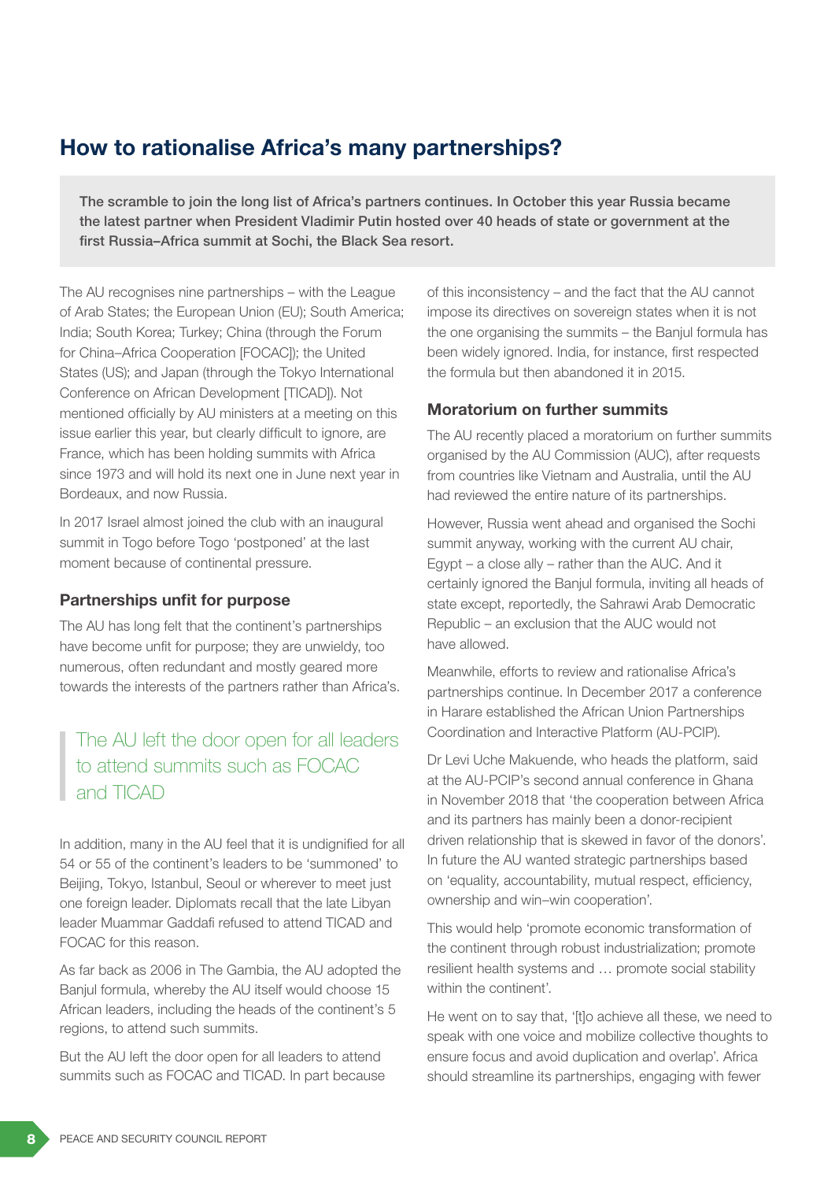## How to rationalise Africa's many partnerships?

**The scramble to join the long list of Africa's partners continues. In October this year Russia became the latest partner when President Vladimir Putin hosted over 40 heads of state or government at the first Russia–Africa summit at Sochi, the Black Sea resort.**

The AU recognises nine partnerships – with the League of Arab States; the European Union (EU); South America; India; South Korea; Turkey; China (through the Forum for China–Africa Cooperation [FOCAC]); the United States (US); and Japan (through the Tokyo International Conference on African Development [TICAD]). Not mentioned officially by AU ministers at a meeting on this issue earlier this year, but clearly difficult to ignore, are France, which has been holding summits with Africa since 1973 and will hold its next one in June next year in Bordeaux, and now Russia.

In 2017 Israel almost joined the club with an inaugural summit in Togo before Togo 'postponed' at the last moment because of continental pressure.

### Partnerships unfit for purpose

The AU has long felt that the continent's partnerships have become unfit for purpose; they are unwieldy, too numerous, often redundant and mostly geared more towards the interests of the partners rather than Africa's.

> The AU left the door open for all leaders to attend summits such as FOCAC and TICAD

In addition, many in the AU feel that it is undignified for all 54 or 55 of the continent's leaders to be 'summoned' to Beijing, Tokyo, Istanbul, Seoul or wherever to meet just one foreign leader. Diplomats recall that the late Libyan leader Muammar Gaddafi refused to attend TICAD and FOCAC for this reason.

As far back as 2006 in The Gambia, the AU adopted the Banjul formula, whereby the AU itself would choose 15 African leaders, including the heads of the continent's 5 regions, to attend such summits.

But the AU left the door open for all leaders to attend summits such as FOCAC and TICAD. In part because of this inconsistency – and the fact that the AU cannot impose its directives on sovereign states when it is not the one organising the summits – the Banjul formula has been widely ignored. India, for instance, first respected the formula but then abandoned it in 2015.

### Moratorium on further summits

The AU recently placed a moratorium on further summits organised by the AU Commission (AUC), after requests from countries like Vietnam and Australia, until the AU had reviewed the entire nature of its partnerships.

However, Russia went ahead and organised the Sochi summit anyway, working with the current AU chair, Egypt – a close ally – rather than the AUC. And it certainly ignored the Banjul formula, inviting all heads of state except, reportedly, the Sahrawi Arab Democratic Republic – an exclusion that the AUC would not have allowed.

Meanwhile, efforts to review and rationalise Africa's partnerships continue. In December 2017 a conference in Harare established the African Union Partnerships Coordination and Interactive Platform (AU-PCIP).

Dr Levi Uche Makuende, who heads the platform, said at the AU-PCIP's second annual conference in Ghana in November 2018 that 'the cooperation between Africa and its partners has mainly been a donor-recipient driven relationship that is skewed in favor of the donors'. In future the AU wanted strategic partnerships based on 'equality, accountability, mutual respect, efficiency, ownership and win–win cooperation'.

This would help 'promote economic transformation of the continent through robust industrialization; promote resilient health systems and … promote social stability within the continent'.

He went on to say that, '[t]o achieve all these, we need to speak with one voice and mobilize collective thoughts to ensure focus and avoid duplication and overlap'. Africa should streamline its partnerships, engaging with fewer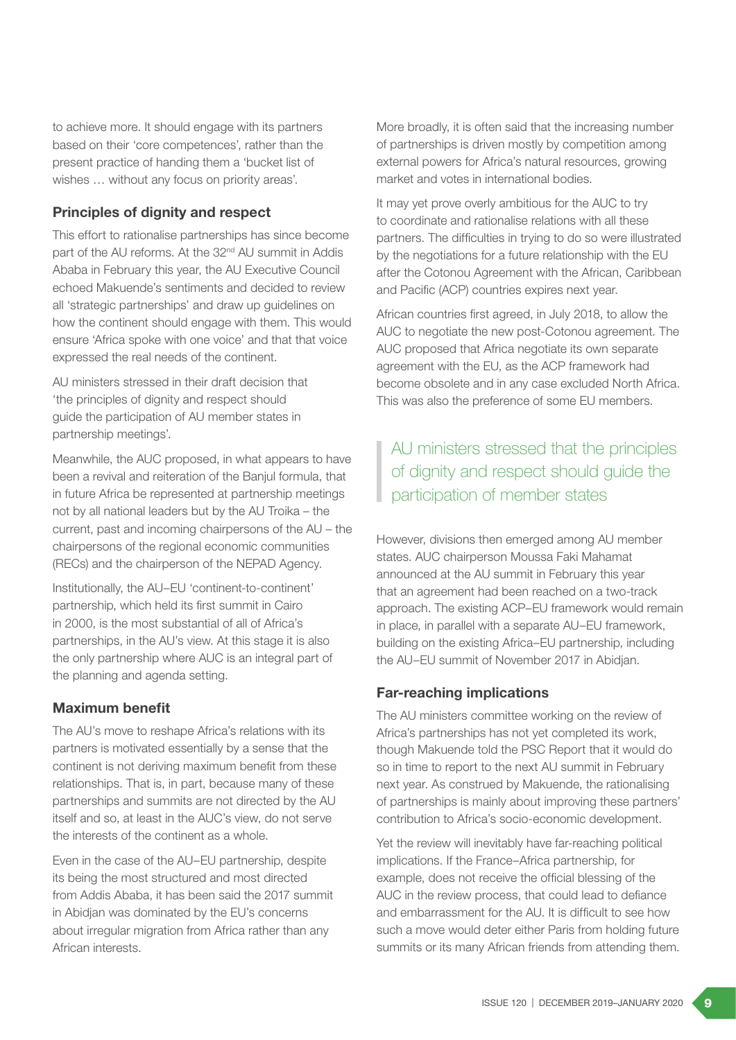to achieve more. It should engage with its partners based on their 'core competences', rather than the present practice of handing them a 'bucket list of wishes … without any focus on priority areas'.

### Principles of dignity and respect

This effort to rationalise partnerships has since become part of the AU reforms. At the 32nd AU summit in Addis Ababa in February this year, the AU Executive Council echoed Makuende's sentiments and decided to review all 'strategic partnerships' and draw up guidelines on how the continent should engage with them. This would ensure 'Africa spoke with one voice' and that that voice expressed the real needs of the continent.

AU ministers stressed in their draft decision that 'the principles of dignity and respect should guide the participation of AU member states in partnership meetings'.

Meanwhile, the AUC proposed, in what appears to have been a revival and reiteration of the Banjul formula, that in future Africa be represented at partnership meetings not by all national leaders but by the AU Troika – the current, past and incoming chairpersons of the AU – the chairpersons of the regional economic communities (RECs) and the chairperson of the NEPAD Agency.

Institutionally, the AU–EU 'continent-to-continent' partnership, which held its first summit in Cairo in 2000, is the most substantial of all of Africa's partnerships, in the AU's view. At this stage it is also the only partnership where AUC is an integral part of the planning and agenda setting.

### Maximum benefit

The AU's move to reshape Africa's relations with its partners is motivated essentially by a sense that the continent is not deriving maximum benefit from these relationships. That is, in part, because many of these partnerships and summits are not directed by the AU itself and so, at least in the AUC's view, do not serve the interests of the continent as a whole.

Even in the case of the AU–EU partnership, despite its being the most structured and most directed from Addis Ababa, it has been said the 2017 summit in Abidjan was dominated by the EU's concerns about irregular migration from Africa rather than any African interests.

More broadly, it is often said that the increasing number of partnerships is driven mostly by competition among external powers for Africa's natural resources, growing market and votes in international bodies.

It may yet prove overly ambitious for the AUC to try to coordinate and rationalise relations with all these partners. The difficulties in trying to do so were illustrated by the negotiations for a future relationship with the EU after the Cotonou Agreement with the African, Caribbean and Pacific (ACP) countries expires next year.

African countries first agreed, in July 2018, to allow the AUC to negotiate the new post-Cotonou agreement. The AUC proposed that Africa negotiate its own separate agreement with the EU, as the ACP framework had become obsolete and in any case excluded North Africa. This was also the preference of some EU members.

> AU ministers stressed that the principles of dignity and respect should guide the participation of member states

However, divisions then emerged among AU member states. AUC chairperson Moussa Faki Mahamat announced at the AU summit in February this year that an agreement had been reached on a two-track approach. The existing ACP–EU framework would remain in place, in parallel with a separate AU–EU framework, building on the existing Africa–EU partnership, including the AU–EU summit of November 2017 in Abidjan.

### Far-reaching implications

The AU ministers committee working on the review of Africa's partnerships has not yet completed its work, though Makuende told the PSC Report that it would do so in time to report to the next AU summit in February next year. As construed by Makuende, the rationalising of partnerships is mainly about improving these partners' contribution to Africa's socio-economic development.

Yet the review will inevitably have far-reaching political implications. If the France–Africa partnership, for example, does not receive the official blessing of the AUC in the review process, that could lead to defiance and embarrassment for the AU. It is difficult to see how such a move would deter either Paris from holding future summits or its many African friends from attending them.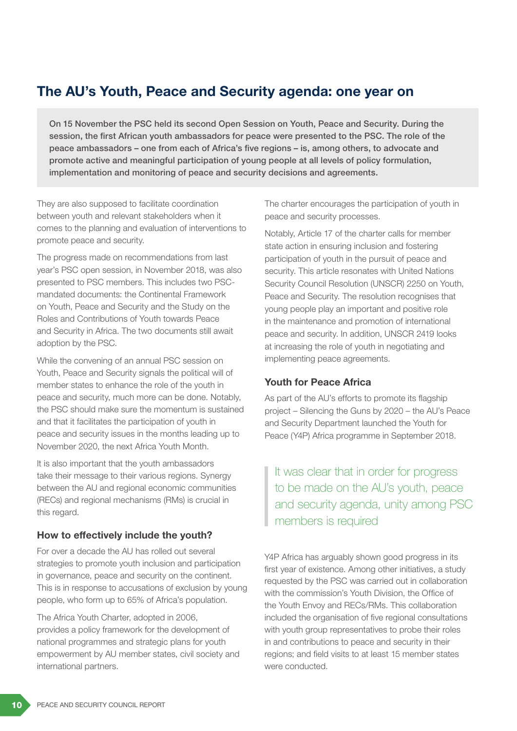## The AU's Youth, Peace and Security agenda: one year on

**On 15 November the PSC held its second Open Session on Youth, Peace and Security. During the session, the first African youth ambassadors for peace were presented to the PSC. The role of the peace ambassadors – one from each of Africa's five regions – is, among others, to advocate and promote active and meaningful participation of young people at all levels of policy formulation, implementation and monitoring of peace and security decisions and agreements.**

They are also supposed to facilitate coordination between youth and relevant stakeholders when it comes to the planning and evaluation of interventions to promote peace and security.

The progress made on recommendations from last year's PSC open session, in November 2018, was also presented to PSC members. This includes two PSC-mandated documents: the Continental Framework on Youth, Peace and Security and the Study on the Roles and Contributions of Youth towards Peace and Security in Africa. The two documents still await adoption by the PSC.

While the convening of an annual PSC session on Youth, Peace and Security signals the political will of member states to enhance the role of the youth in peace and security, much more can be done. Notably, the PSC should make sure the momentum is sustained and that it facilitates the participation of youth in peace and security issues in the months leading up to November 2020, the next Africa Youth Month.

It is also important that the youth ambassadors take their message to their various regions. Synergy between the AU and regional economic communities (RECs) and regional mechanisms (RMs) is crucial in this regard.

### How to effectively include the youth?

For over a decade the AU has rolled out several strategies to promote youth inclusion and participation in governance, peace and security on the continent. This is in response to accusations of exclusion by young people, who form up to 65% of Africa's population.

The Africa Youth Charter, adopted in 2006, provides a policy framework for the development of national programmes and strategic plans for youth empowerment by AU member states, civil society and international partners.

The charter encourages the participation of youth in peace and security processes.

Notably, Article 17 of the charter calls for member state action in ensuring inclusion and fostering participation of youth in the pursuit of peace and security. This article resonates with United Nations Security Council Resolution (UNSCR) 2250 on Youth, Peace and Security. The resolution recognises that young people play an important and positive role in the maintenance and promotion of international peace and security. In addition, UNSCR 2419 looks at increasing the role of youth in negotiating and implementing peace agreements.

### Youth for Peace Africa

As part of the AU's efforts to promote its flagship project – Silencing the Guns by 2020 – the AU's Peace and Security Department launched the Youth for Peace (Y4P) Africa programme in September 2018.

> It was clear that in order for progress to be made on the AU's youth, peace and security agenda, unity among PSC members is required

Y4P Africa has arguably shown good progress in its first year of existence. Among other initiatives, a study requested by the PSC was carried out in collaboration with the commission's Youth Division, the Office of the Youth Envoy and RECs/RMs. This collaboration included the organisation of five regional consultations with youth group representatives to probe their roles in and contributions to peace and security in their regions; and field visits to at least 15 member states were conducted.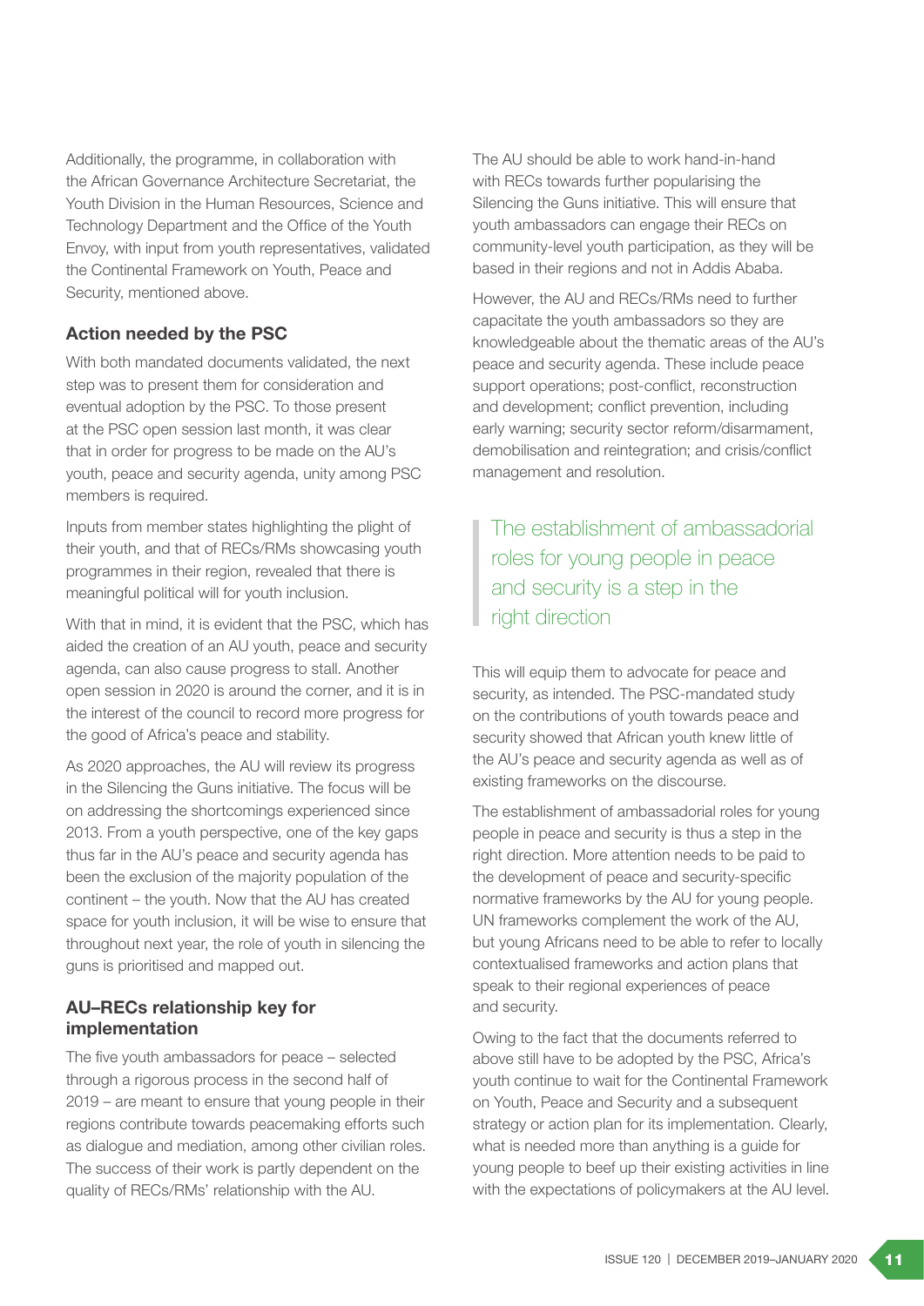Additionally, the programme, in collaboration with the African Governance Architecture Secretariat, the Youth Division in the Human Resources, Science and Technology Department and the Office of the Youth Envoy, with input from youth representatives, validated the Continental Framework on Youth, Peace and Security, mentioned above.

### Action needed by the PSC

With both mandated documents validated, the next step was to present them for consideration and eventual adoption by the PSC. To those present at the PSC open session last month, it was clear that in order for progress to be made on the AU's youth, peace and security agenda, unity among PSC members is required.

Inputs from member states highlighting the plight of their youth, and that of RECs/RMs showcasing youth programmes in their region, revealed that there is meaningful political will for youth inclusion.

With that in mind, it is evident that the PSC, which has aided the creation of an AU youth, peace and security agenda, can also cause progress to stall. Another open session in 2020 is around the corner, and it is in the interest of the council to record more progress for the good of Africa's peace and stability.

As 2020 approaches, the AU will review its progress in the Silencing the Guns initiative. The focus will be on addressing the shortcomings experienced since 2013. From a youth perspective, one of the key gaps thus far in the AU's peace and security agenda has been the exclusion of the majority population of the continent – the youth. Now that the AU has created space for youth inclusion, it will be wise to ensure that throughout next year, the role of youth in silencing the guns is prioritised and mapped out.

### AU–RECs relationship key for implementation

The five youth ambassadors for peace – selected through a rigorous process in the second half of 2019 – are meant to ensure that young people in their regions contribute towards peacemaking efforts such as dialogue and mediation, among other civilian roles. The success of their work is partly dependent on the quality of RECs/RMs' relationship with the AU.

The AU should be able to work hand-in-hand with RECs towards further popularising the Silencing the Guns initiative. This will ensure that youth ambassadors can engage their RECs on community-level youth participation, as they will be based in their regions and not in Addis Ababa.

However, the AU and RECs/RMs need to further capacitate the youth ambassadors so they are knowledgeable about the thematic areas of the AU's peace and security agenda. These include peace support operations; post-conflict, reconstruction and development; conflict prevention, including early warning; security sector reform/disarmament, demobilisation and reintegration; and crisis/conflict management and resolution.

> The establishment of ambassadorial roles for young people in peace and security is a step in the right direction

This will equip them to advocate for peace and security, as intended. The PSC-mandated study on the contributions of youth towards peace and security showed that African youth knew little of the AU's peace and security agenda as well as of existing frameworks on the discourse.

The establishment of ambassadorial roles for young people in peace and security is thus a step in the right direction. More attention needs to be paid to the development of peace and security-specific normative frameworks by the AU for young people. UN frameworks complement the work of the AU, but young Africans need to be able to refer to locally contextualised frameworks and action plans that speak to their regional experiences of peace and security.

Owing to the fact that the documents referred to above still have to be adopted by the PSC, Africa's youth continue to wait for the Continental Framework on Youth, Peace and Security and a subsequent strategy or action plan for its implementation. Clearly, what is needed more than anything is a guide for young people to beef up their existing activities in line with the expectations of policymakers at the AU level.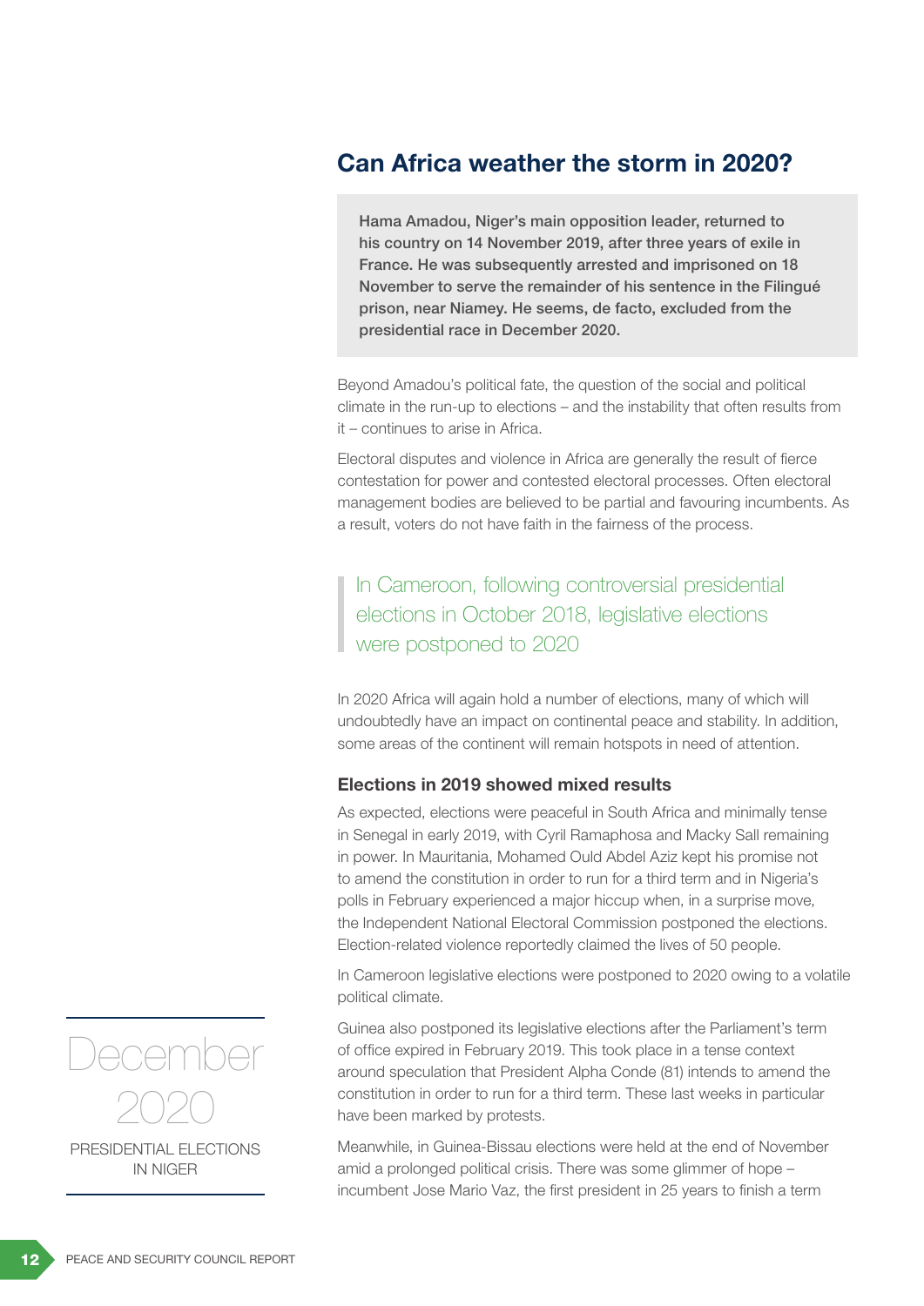## Can Africa weather the storm in 2020?

**Hama Amadou, Niger's main opposition leader, returned to his country on 14 November 2019, after three years of exile in France. He was subsequently arrested and imprisoned on 18 November to serve the remainder of his sentence in the Filingué prison, near Niamey. He seems, de facto, excluded from the presidential race in December 2020.**

Beyond Amadou's political fate, the question of the social and political climate in the run-up to elections – and the instability that often results from it – continues to arise in Africa.

Electoral disputes and violence in Africa are generally the result of fierce contestation for power and contested electoral processes. Often electoral management bodies are believed to be partial and favouring incumbents. As a result, voters do not have faith in the fairness of the process.

> In Cameroon, following controversial presidential elections in October 2018, legislative elections were postponed to 2020

In 2020 Africa will again hold a number of elections, many of which will undoubtedly have an impact on continental peace and stability. In addition, some areas of the continent will remain hotspots in need of attention.

### Elections in 2019 showed mixed results

As expected, elections were peaceful in South Africa and minimally tense in Senegal in early 2019, with Cyril Ramaphosa and Macky Sall remaining in power. In Mauritania, Mohamed Ould Abdel Aziz kept his promise not to amend the constitution in order to run for a third term and in Nigeria's polls in February experienced a major hiccup when, in a surprise move, the Independent National Electoral Commission postponed the elections. Election-related violence reportedly claimed the lives of 50 people.

In Cameroon legislative elections were postponed to 2020 owing to a volatile political climate.

Guinea also postponed its legislative elections after the Parliament's term of office expired in February 2019. This took place in a tense context around speculation that President Alpha Conde (81) intends to amend the constitution in order to run for a third term. These last weeks in particular have been marked by protests.

Meanwhile, in Guinea-Bissau elections were held at the end of November amid a prolonged political crisis. There was some glimmer of hope – incumbent Jose Mario Vaz, the first president in 25 years to finish a term

**December 2020**

PRESIDENTIAL ELECTIONS IN NIGER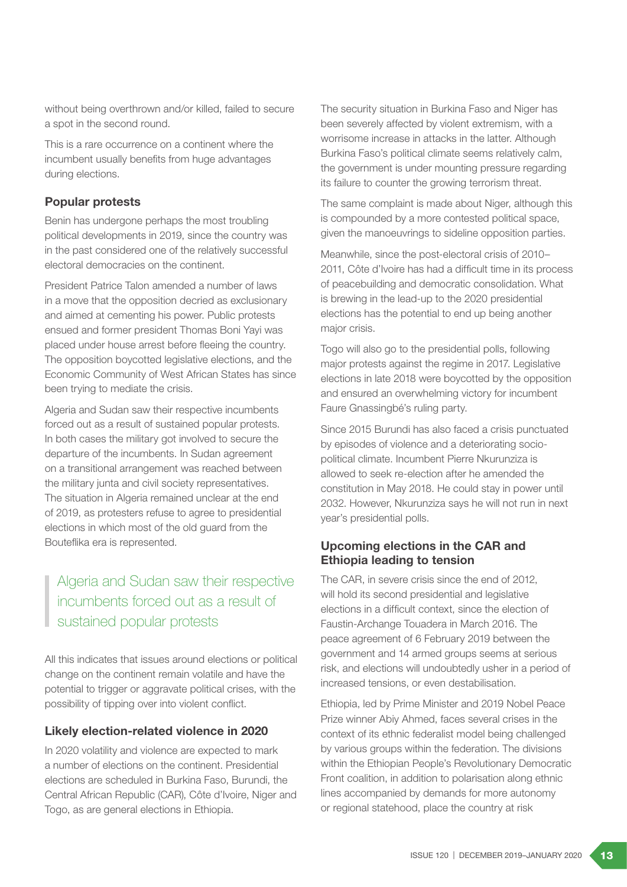without being overthrown and/or killed, failed to secure a spot in the second round.

This is a rare occurrence on a continent where the incumbent usually benefits from huge advantages during elections.

### Popular protests

Benin has undergone perhaps the most troubling political developments in 2019, since the country was in the past considered one of the relatively successful electoral democracies on the continent.

President Patrice Talon amended a number of laws in a move that the opposition decried as exclusionary and aimed at cementing his power. Public protests ensued and former president Thomas Boni Yayi was placed under house arrest before fleeing the country. The opposition boycotted legislative elections, and the Economic Community of West African States has since been trying to mediate the crisis.

Algeria and Sudan saw their respective incumbents forced out as a result of sustained popular protests. In both cases the military got involved to secure the departure of the incumbents. In Sudan agreement on a transitional arrangement was reached between the military junta and civil society representatives. The situation in Algeria remained unclear at the end of 2019, as protesters refuse to agree to presidential elections in which most of the old guard from the Bouteflika era is represented.

> Algeria and Sudan saw their respective incumbents forced out as a result of sustained popular protests

All this indicates that issues around elections or political change on the continent remain volatile and have the potential to trigger or aggravate political crises, with the possibility of tipping over into violent conflict.

### Likely election-related violence in 2020

In 2020 volatility and violence are expected to mark a number of elections on the continent. Presidential elections are scheduled in Burkina Faso, Burundi, the Central African Republic (CAR), Côte d'Ivoire, Niger and Togo, as are general elections in Ethiopia.

The security situation in Burkina Faso and Niger has been severely affected by violent extremism, with a worrisome increase in attacks in the latter. Although Burkina Faso's political climate seems relatively calm, the government is under mounting pressure regarding its failure to counter the growing terrorism threat.

The same complaint is made about Niger, although this is compounded by a more contested political space, given the manoeuvrings to sideline opposition parties.

Meanwhile, since the post-electoral crisis of 2010–2011, Côte d'Ivoire has had a difficult time in its process of peacebuilding and democratic consolidation. What is brewing in the lead-up to the 2020 presidential elections has the potential to end up being another major crisis.

Togo will also go to the presidential polls, following major protests against the regime in 2017. Legislative elections in late 2018 were boycotted by the opposition and ensured an overwhelming victory for incumbent Faure Gnassingbé's ruling party.

Since 2015 Burundi has also faced a crisis punctuated by episodes of violence and a deteriorating socio-political climate. Incumbent Pierre Nkurunziza is allowed to seek re-election after he amended the constitution in May 2018. He could stay in power until 2032. However, Nkurunziza says he will not run in next year's presidential polls.

### Upcoming elections in the CAR and Ethiopia leading to tension

The CAR, in severe crisis since the end of 2012, will hold its second presidential and legislative elections in a difficult context, since the election of Faustin-Archange Touadera in March 2016. The peace agreement of 6 February 2019 between the government and 14 armed groups seems at serious risk, and elections will undoubtedly usher in a period of increased tensions, or even destabilisation.

Ethiopia, led by Prime Minister and 2019 Nobel Peace Prize winner Abiy Ahmed, faces several crises in the context of its ethnic federalist model being challenged by various groups within the federation. The divisions within the Ethiopian People's Revolutionary Democratic Front coalition, in addition to polarisation along ethnic lines accompanied by demands for more autonomy or regional statehood, place the country at risk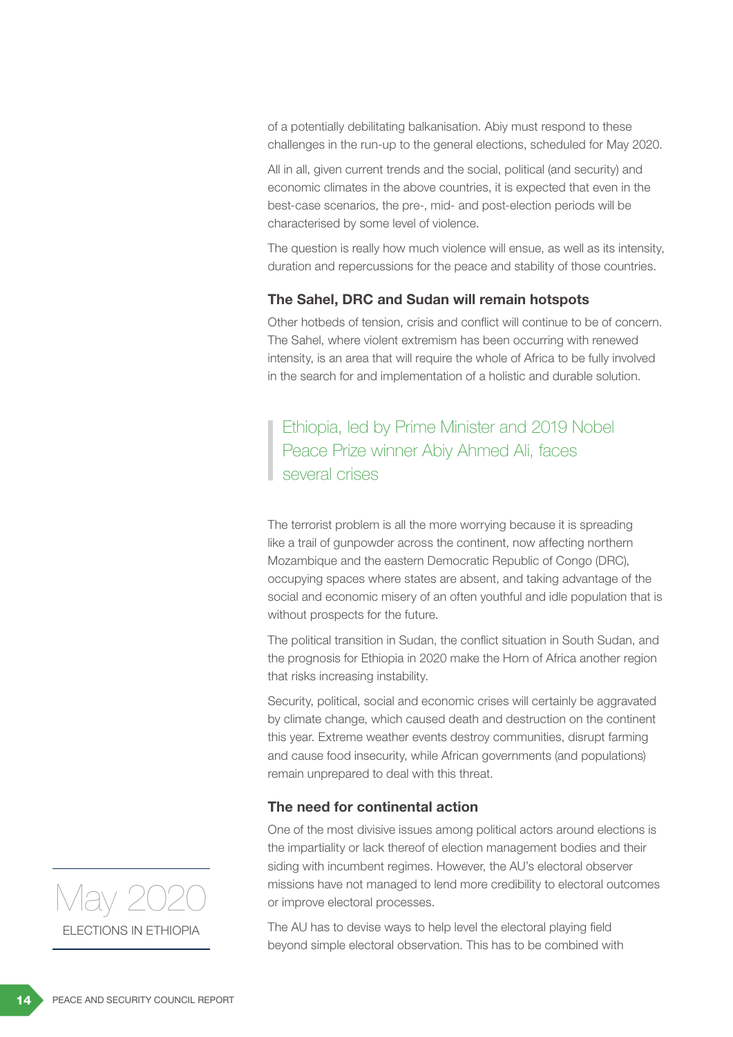of a potentially debilitating balkanisation. Abiy must respond to these challenges in the run-up to the general elections, scheduled for May 2020.

All in all, given current trends and the social, political (and security) and economic climates in the above countries, it is expected that even in the best-case scenarios, the pre-, mid- and post-election periods will be characterised by some level of violence.

The question is really how much violence will ensue, as well as its intensity, duration and repercussions for the peace and stability of those countries.

### The Sahel, DRC and Sudan will remain hotspots

Other hotbeds of tension, crisis and conflict will continue to be of concern. The Sahel, where violent extremism has been occurring with renewed intensity, is an area that will require the whole of Africa to be fully involved in the search for and implementation of a holistic and durable solution.

> Ethiopia, led by Prime Minister and 2019 Nobel Peace Prize winner Abiy Ahmed Ali, faces several crises

The terrorist problem is all the more worrying because it is spreading like a trail of gunpowder across the continent, now affecting northern Mozambique and the eastern Democratic Republic of Congo (DRC), occupying spaces where states are absent, and taking advantage of the social and economic misery of an often youthful and idle population that is without prospects for the future.

The political transition in Sudan, the conflict situation in South Sudan, and the prognosis for Ethiopia in 2020 make the Horn of Africa another region that risks increasing instability.

Security, political, social and economic crises will certainly be aggravated by climate change, which caused death and destruction on the continent this year. Extreme weather events destroy communities, disrupt farming and cause food insecurity, while African governments (and populations) remain unprepared to deal with this threat.

### The need for continental action

One of the most divisive issues among political actors around elections is the impartiality or lack thereof of election management bodies and their siding with incumbent regimes. However, the AU's electoral observer missions have not managed to lend more credibility to electoral outcomes or improve electoral processes.

The AU has to devise ways to help level the electoral playing field beyond simple electoral observation. This has to be combined with

May 2020

ELECTIONS IN ETHIOPIA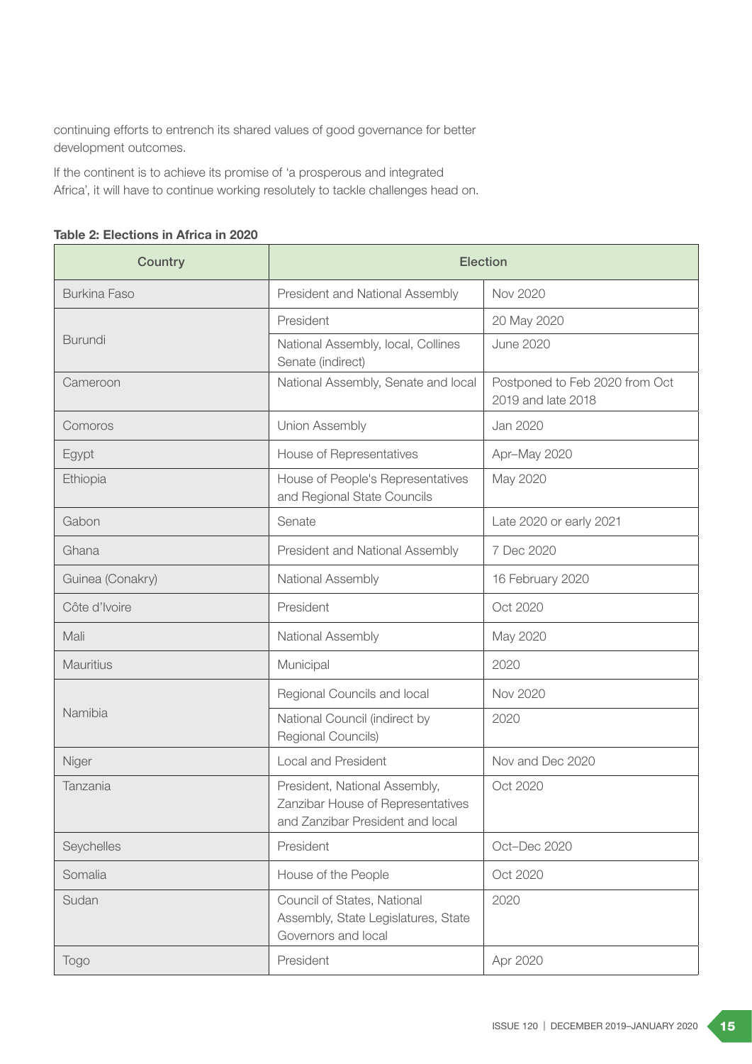continuing efforts to entrench its shared values of good governance for better development outcomes.

If the continent is to achieve its promise of 'a prosperous and integrated Africa', it will have to continue working resolutely to tackle challenges head on.

**Table 2: Elections in Africa in 2020**

| Country | Election | |
|---|---|---|
| Burkina Faso | President and National Assembly | Nov 2020 |
| Burundi | President | 20 May 2020 |
| | National Assembly, local, Collines Senate (indirect) | June 2020 |
| Cameroon | National Assembly, Senate and local | Postponed to Feb 2020 from Oct 2019 and late 2018 |
| Comoros | Union Assembly | Jan 2020 |
| Egypt | House of Representatives | Apr–May 2020 |
| Ethiopia | House of People's Representatives and Regional State Councils | May 2020 |
| Gabon | Senate | Late 2020 or early 2021 |
| Ghana | President and National Assembly | 7 Dec 2020 |
| Guinea (Conakry) | National Assembly | 16 February 2020 |
| Côte d'Ivoire | President | Oct 2020 |
| Mali | National Assembly | May 2020 |
| Mauritius | Municipal | 2020 |
| Namibia | Regional Councils and local | Nov 2020 |
| | National Council (indirect by Regional Councils) | 2020 |
| Niger | Local and President | Nov and Dec 2020 |
| Tanzania | President, National Assembly, Zanzibar House of Representatives and Zanzibar President and local | Oct 2020 |
| Seychelles | President | Oct–Dec 2020 |
| Somalia | House of the People | Oct 2020 |
| Sudan | Council of States, National Assembly, State Legislatures, State Governors and local | 2020 |
| Togo | President | Apr 2020 |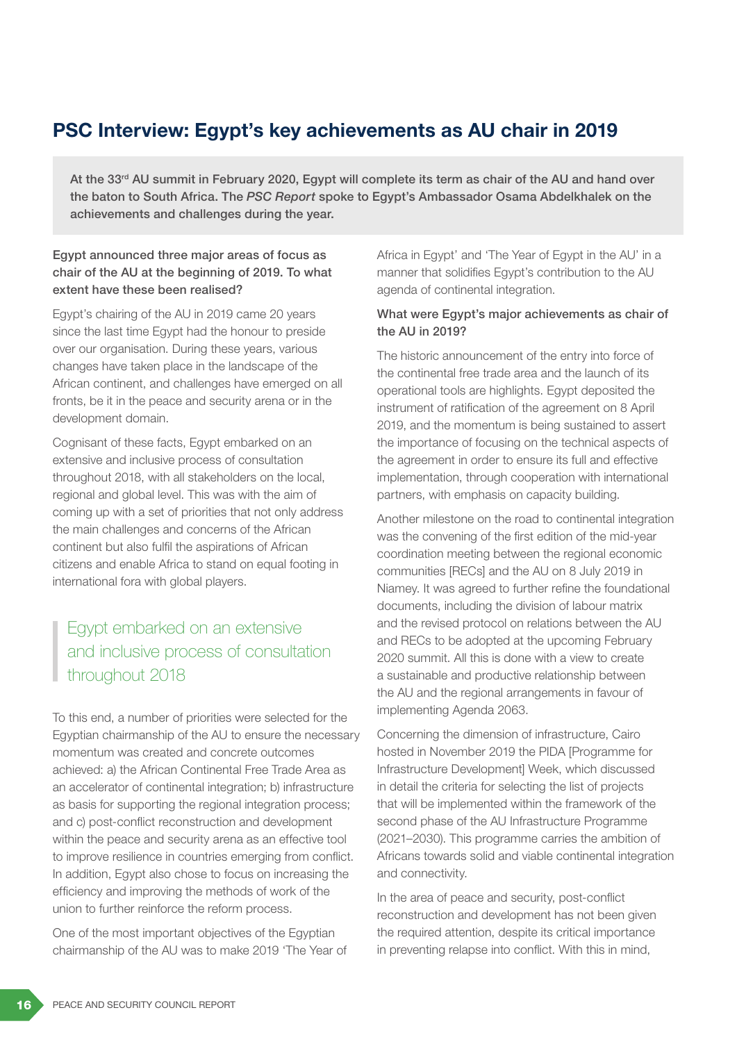## PSC Interview: Egypt's key achievements as AU chair in 2019

**At the 33rd AU summit in February 2020, Egypt will complete its term as chair of the AU and hand over the baton to South Africa. The *PSC Report* spoke to Egypt's Ambassador Osama Abdelkhalek on the achievements and challenges during the year.**

**Egypt announced three major areas of focus as chair of the AU at the beginning of 2019. To what extent have these been realised?**

Egypt's chairing of the AU in 2019 came 20 years since the last time Egypt had the honour to preside over our organisation. During these years, various changes have taken place in the landscape of the African continent, and challenges have emerged on all fronts, be it in the peace and security arena or in the development domain.

Cognisant of these facts, Egypt embarked on an extensive and inclusive process of consultation throughout 2018, with all stakeholders on the local, regional and global level. This was with the aim of coming up with a set of priorities that not only address the main challenges and concerns of the African continent but also fulfil the aspirations of African citizens and enable Africa to stand on equal footing in international fora with global players.

> Egypt embarked on an extensive and inclusive process of consultation throughout 2018

To this end, a number of priorities were selected for the Egyptian chairmanship of the AU to ensure the necessary momentum was created and concrete outcomes achieved: a) the African Continental Free Trade Area as an accelerator of continental integration; b) infrastructure as basis for supporting the regional integration process; and c) post-conflict reconstruction and development within the peace and security arena as an effective tool to improve resilience in countries emerging from conflict. In addition, Egypt also chose to focus on increasing the efficiency and improving the methods of work of the union to further reinforce the reform process.

One of the most important objectives of the Egyptian chairmanship of the AU was to make 2019 'The Year of Africa in Egypt' and 'The Year of Egypt in the AU' in a manner that solidifies Egypt's contribution to the AU agenda of continental integration.

**What were Egypt's major achievements as chair of the AU in 2019?**

The historic announcement of the entry into force of the continental free trade area and the launch of its operational tools are highlights. Egypt deposited the instrument of ratification of the agreement on 8 April 2019, and the momentum is being sustained to assert the importance of focusing on the technical aspects of the agreement in order to ensure its full and effective implementation, through cooperation with international partners, with emphasis on capacity building.

Another milestone on the road to continental integration was the convening of the first edition of the mid-year coordination meeting between the regional economic communities [RECs] and the AU on 8 July 2019 in Niamey. It was agreed to further refine the foundational documents, including the division of labour matrix and the revised protocol on relations between the AU and RECs to be adopted at the upcoming February 2020 summit. All this is done with a view to create a sustainable and productive relationship between the AU and the regional arrangements in favour of implementing Agenda 2063.

Concerning the dimension of infrastructure, Cairo hosted in November 2019 the PIDA [Programme for Infrastructure Development] Week, which discussed in detail the criteria for selecting the list of projects that will be implemented within the framework of the second phase of the AU Infrastructure Programme (2021–2030). This programme carries the ambition of Africans towards solid and viable continental integration and connectivity.

In the area of peace and security, post-conflict reconstruction and development has not been given the required attention, despite its critical importance in preventing relapse into conflict. With this in mind,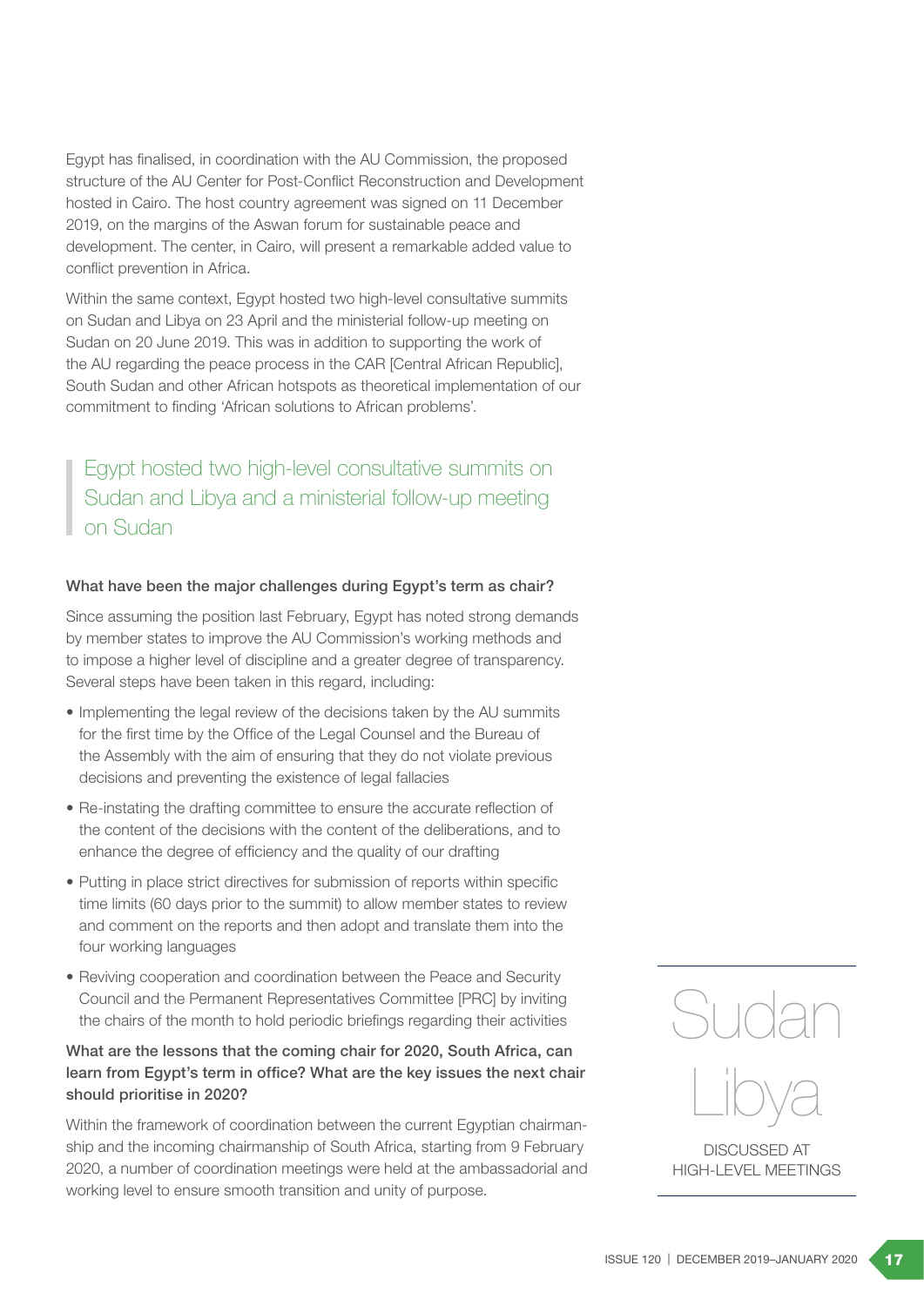Egypt has finalised, in coordination with the AU Commission, the proposed structure of the AU Center for Post-Conflict Reconstruction and Development hosted in Cairo. The host country agreement was signed on 11 December 2019, on the margins of the Aswan forum for sustainable peace and development. The center, in Cairo, will present a remarkable added value to conflict prevention in Africa.

Within the same context, Egypt hosted two high-level consultative summits on Sudan and Libya on 23 April and the ministerial follow-up meeting on Sudan on 20 June 2019. This was in addition to supporting the work of the AU regarding the peace process in the CAR [Central African Republic], South Sudan and other African hotspots as theoretical implementation of our commitment to finding 'African solutions to African problems'.

> Egypt hosted two high-level consultative summits on Sudan and Libya and a ministerial follow-up meeting on Sudan

**What have been the major challenges during Egypt's term as chair?**

Since assuming the position last February, Egypt has noted strong demands by member states to improve the AU Commission's working methods and to impose a higher level of discipline and a greater degree of transparency. Several steps have been taken in this regard, including:

- Implementing the legal review of the decisions taken by the AU summits for the first time by the Office of the Legal Counsel and the Bureau of the Assembly with the aim of ensuring that they do not violate previous decisions and preventing the existence of legal fallacies
- Re-instating the drafting committee to ensure the accurate reflection of the content of the decisions with the content of the deliberations, and to enhance the degree of efficiency and the quality of our drafting
- Putting in place strict directives for submission of reports within specific time limits (60 days prior to the summit) to allow member states to review and comment on the reports and then adopt and translate them into the four working languages
- Reviving cooperation and coordination between the Peace and Security Council and the Permanent Representatives Committee [PRC] by inviting the chairs of the month to hold periodic briefings regarding their activities

**What are the lessons that the coming chair for 2020, South Africa, can learn from Egypt's term in office? What are the key issues the next chair should prioritise in 2020?**

Within the framework of coordination between the current Egyptian chairmanship and the incoming chairmanship of South Africa, starting from 9 February 2020, a number of coordination meetings were held at the ambassadorial and working level to ensure smooth transition and unity of purpose.

Sudan

Libya

DISCUSSED AT HIGH-LEVEL MEETINGS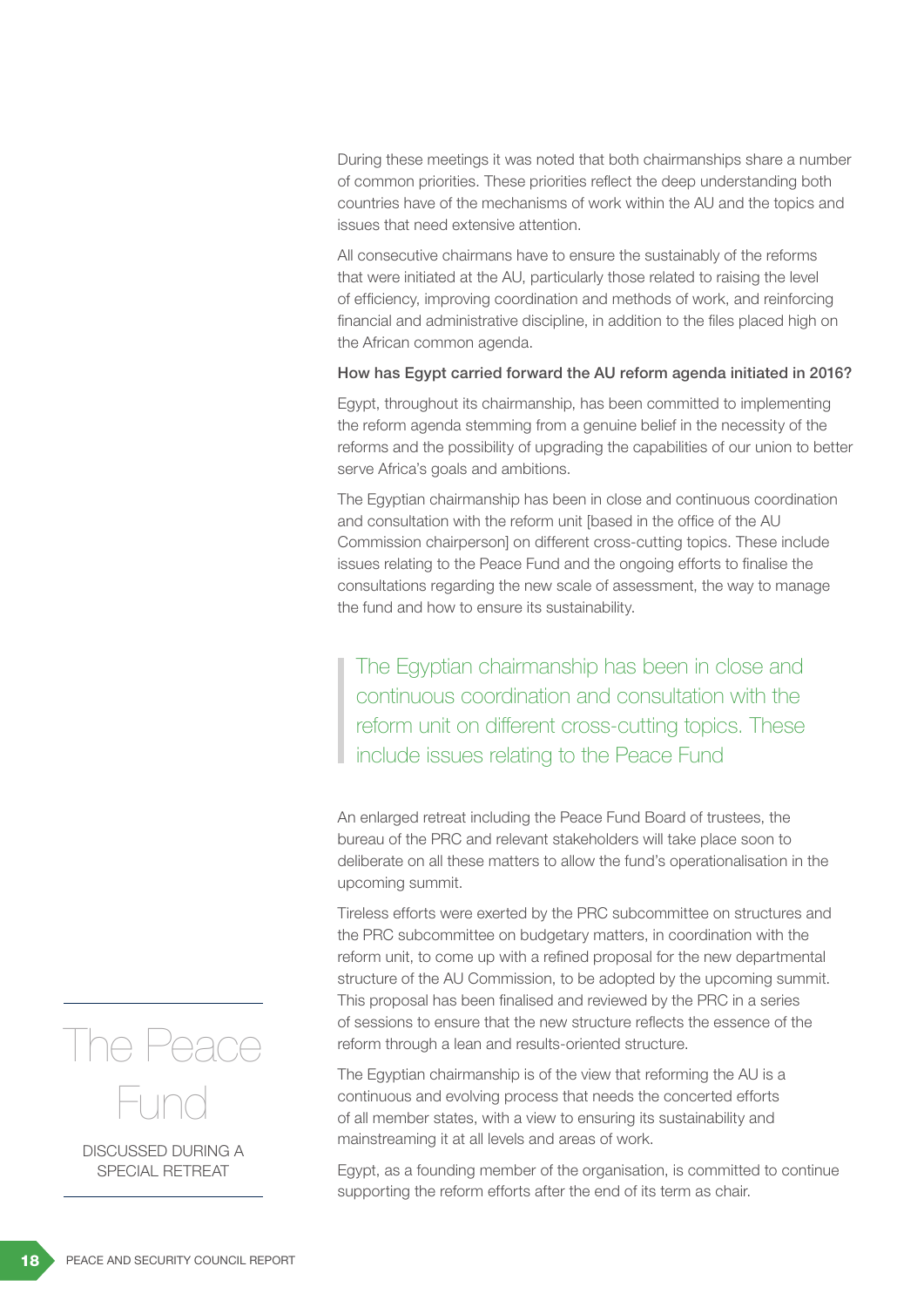During these meetings it was noted that both chairmanships share a number of common priorities. These priorities reflect the deep understanding both countries have of the mechanisms of work within the AU and the topics and issues that need extensive attention.

All consecutive chairmans have to ensure the sustainably of the reforms that were initiated at the AU, particularly those related to raising the level of efficiency, improving coordination and methods of work, and reinforcing financial and administrative discipline, in addition to the files placed high on the African common agenda.

**How has Egypt carried forward the AU reform agenda initiated in 2016?**

Egypt, throughout its chairmanship, has been committed to implementing the reform agenda stemming from a genuine belief in the necessity of the reforms and the possibility of upgrading the capabilities of our union to better serve Africa's goals and ambitions.

The Egyptian chairmanship has been in close and continuous coordination and consultation with the reform unit [based in the office of the AU Commission chairperson] on different cross-cutting topics. These include issues relating to the Peace Fund and the ongoing efforts to finalise the consultations regarding the new scale of assessment, the way to manage the fund and how to ensure its sustainability.

> The Egyptian chairmanship has been in close and continuous coordination and consultation with the reform unit on different cross-cutting topics. These include issues relating to the Peace Fund

An enlarged retreat including the Peace Fund Board of trustees, the bureau of the PRC and relevant stakeholders will take place soon to deliberate on all these matters to allow the fund's operationalisation in the upcoming summit.

Tireless efforts were exerted by the PRC subcommittee on structures and the PRC subcommittee on budgetary matters, in coordination with the reform unit, to come up with a refined proposal for the new departmental structure of the AU Commission, to be adopted by the upcoming summit. This proposal has been finalised and reviewed by the PRC in a series of sessions to ensure that the new structure reflects the essence of the reform through a lean and results-oriented structure.

The Egyptian chairmanship is of the view that reforming the AU is a continuous and evolving process that needs the concerted efforts of all member states, with a view to ensuring its sustainability and mainstreaming it at all levels and areas of work.

Egypt, as a founding member of the organisation, is committed to continue supporting the reform efforts after the end of its term as chair.

The Peace Fund

DISCUSSED DURING A SPECIAL RETREAT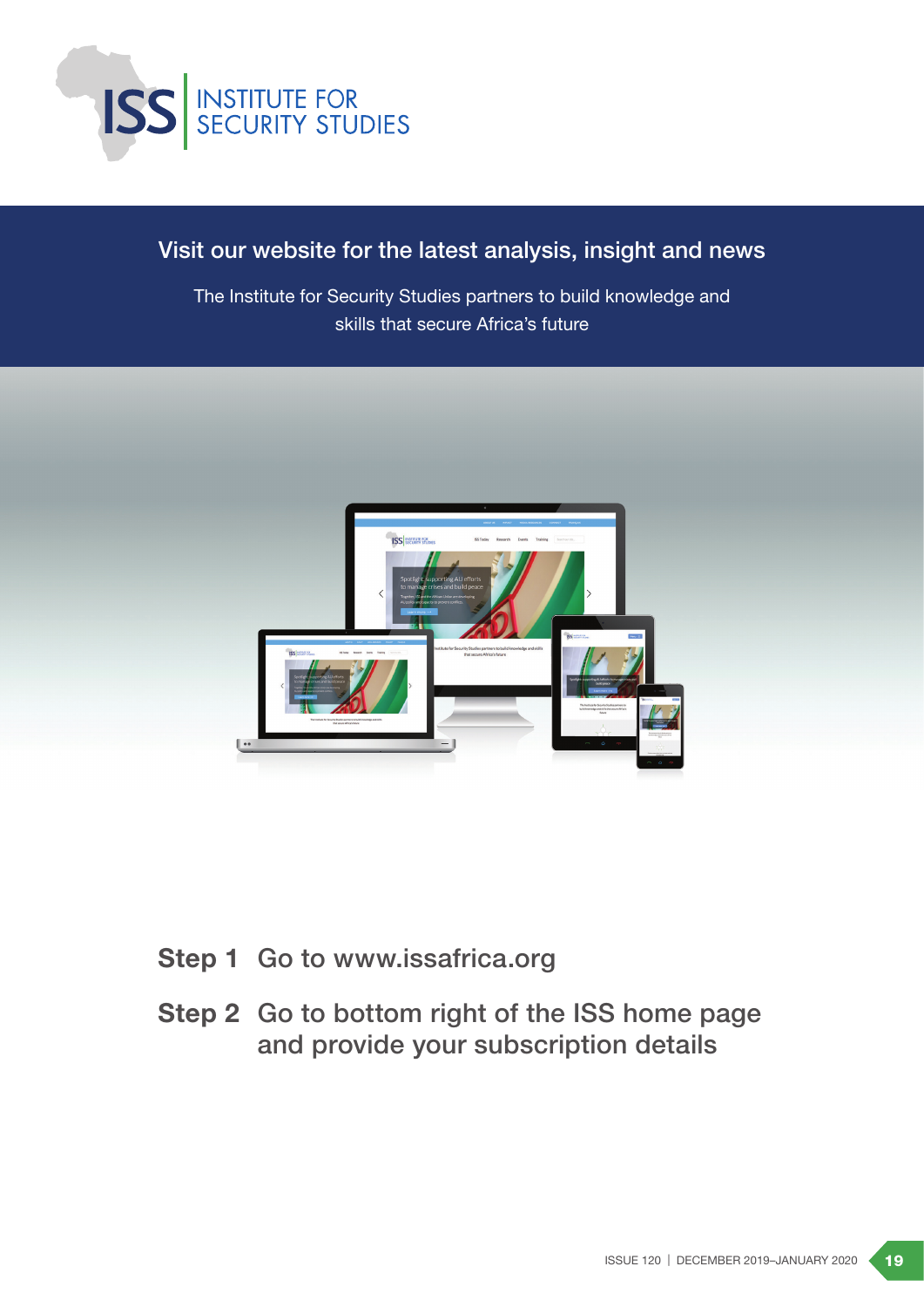ISS | INSTITUTE FOR SECURITY STUDIES

## Visit our website for the latest analysis, insight and news

The Institute for Security Studies partners to build knowledge and skills that secure Africa's future

**Step 1** Go to www.issafrica.org

**Step 2** Go to bottom right of the ISS home page and provide your subscription details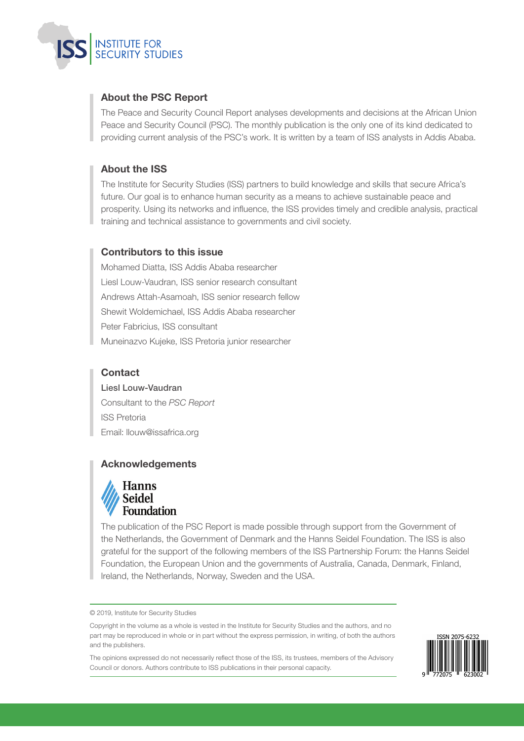ISS | INSTITUTE FOR SECURITY STUDIES

## About the PSC Report

The Peace and Security Council Report analyses developments and decisions at the African Union Peace and Security Council (PSC). The monthly publication is the only one of its kind dedicated to providing current analysis of the PSC's work. It is written by a team of ISS analysts in Addis Ababa.

## About the ISS

The Institute for Security Studies (ISS) partners to build knowledge and skills that secure Africa's future. Our goal is to enhance human security as a means to achieve sustainable peace and prosperity. Using its networks and influence, the ISS provides timely and credible analysis, practical training and technical assistance to governments and civil society.

## Contributors to this issue

Mohamed Diatta, ISS Addis Ababa researcher

Liesl Louw-Vaudran, ISS senior research consultant

Andrews Attah-Asamoah, ISS senior research fellow

Shewit Woldemichael, ISS Addis Ababa researcher

Peter Fabricius, ISS consultant

Muneinazvo Kujeke, ISS Pretoria junior researcher

## Contact

Liesl Louw-Vaudran

Consultant to the *PSC Report*

ISS Pretoria

Email: llouw@issafrica.org

## Acknowledgements

Hanns Seidel Foundation

The publication of the PSC Report is made possible through support from the Government of the Netherlands, the Government of Denmark and the Hanns Seidel Foundation. The ISS is also grateful for the support of the following members of the ISS Partnership Forum: the Hanns Seidel Foundation, the European Union and the governments of Australia, Canada, Denmark, Finland, Ireland, the Netherlands, Norway, Sweden and the USA.

© 2019, Institute for Security Studies

Copyright in the volume as a whole is vested in the Institute for Security Studies and the authors, and no part may be reproduced in whole or in part without the express permission, in writing, of both the authors and the publishers.

The opinions expressed do not necessarily reflect those of the ISS, its trustees, members of the Advisory Council or donors. Authors contribute to ISS publications in their personal capacity.

ISSN 2075-6232